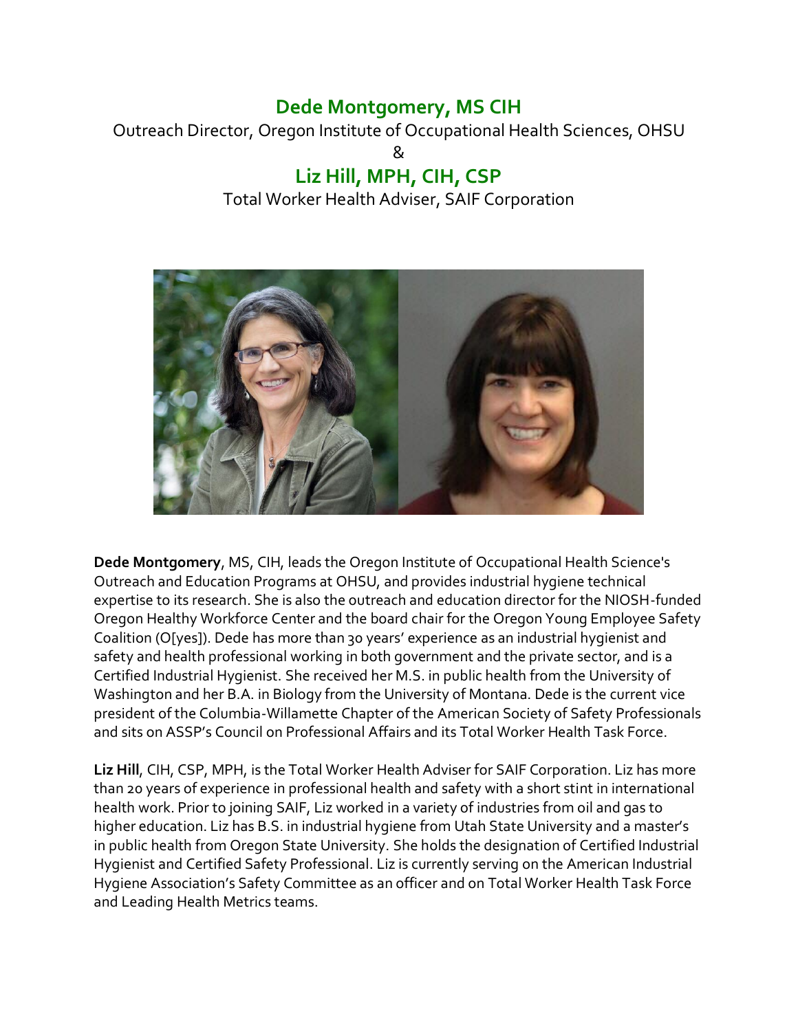## Dede Montgomery, MS CIH

Outreach Director, Oregon Institute of Occupational Health Sciences, OHSU

&

## Liz Hill, MPH, CIH, CSP

Total Worker Health Adviser, SAIF Corporation

**Dede Montgomery**, MS, CIH, leads the Oregon Institute of Occupational Health Science's Outreach and Education Programs at OHSU, and provides industrial hygiene technical expertise to its research. She is also the outreach and education director for the NIOSH-funded Oregon Healthy Workforce Center and the board chair for the Oregon Young Employee Safety Coalition (O[yes]). Dede has more than 30 years' experience as an industrial hygienist and safety and health professional working in both government and the private sector, and is a Certified Industrial Hygienist. She received her M.S. in public health from the University of Washington and her B.A. in Biology from the University of Montana. Dede is the current vice president of the Columbia-Willamette Chapter of the American Society of Safety Professionals and sits on ASSP's Council on Professional Affairs and its Total Worker Health Task Force.

**Liz Hill**, CIH, CSP, MPH, is the Total Worker Health Adviser for SAIF Corporation. Liz has more than 20 years of experience in professional health and safety with a short stint in international health work. Prior to joining SAIF, Liz worked in a variety of industries from oil and gas to higher education. Liz has B.S. in industrial hygiene from Utah State University and a master's in public health from Oregon State University. She holds the designation of Certified Industrial Hygienist and Certified Safety Professional. Liz is currently serving on the American Industrial Hygiene Association's Safety Committee as an officer and on Total Worker Health Task Force and Leading Health Metrics teams.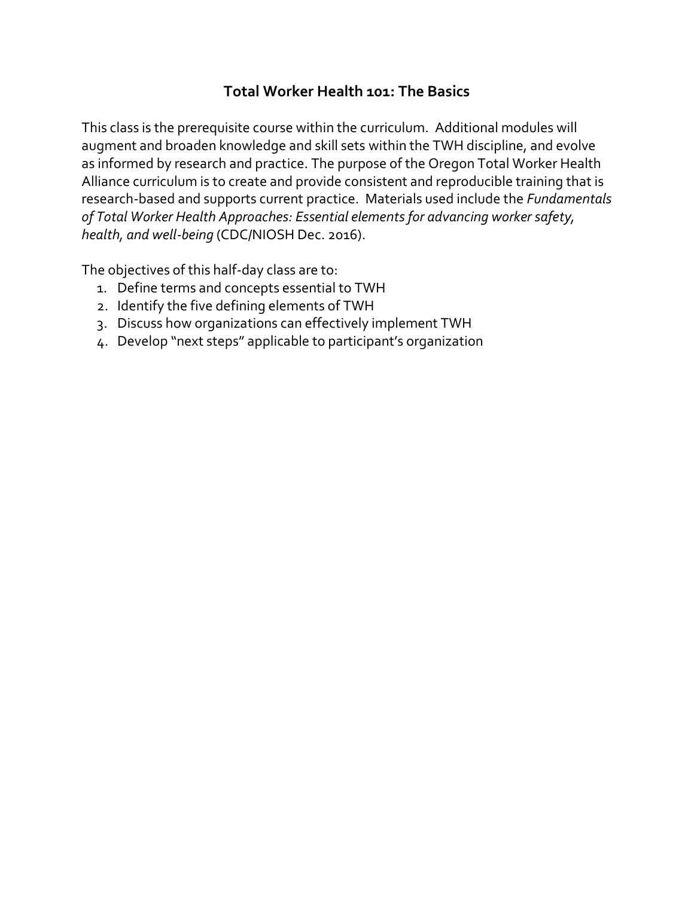## Total Worker Health 101: The Basics

This class is the prerequisite course within the curriculum. Additional modules will augment and broaden knowledge and skill sets within the TWH discipline, and evolve as informed by research and practice. The purpose of the Oregon Total Worker Health Alliance curriculum is to create and provide consistent and reproducible training that is research-based and supports current practice. Materials used include the *Fundamentals of Total Worker Health Approaches: Essential elements for advancing worker safety, health, and well-being* (CDC/NIOSH Dec. 2016).

The objectives of this half-day class are to:

1. Define terms and concepts essential to TWH
2. Identify the five defining elements of TWH
3. Discuss how organizations can effectively implement TWH
4. Develop "next steps" applicable to participant's organization